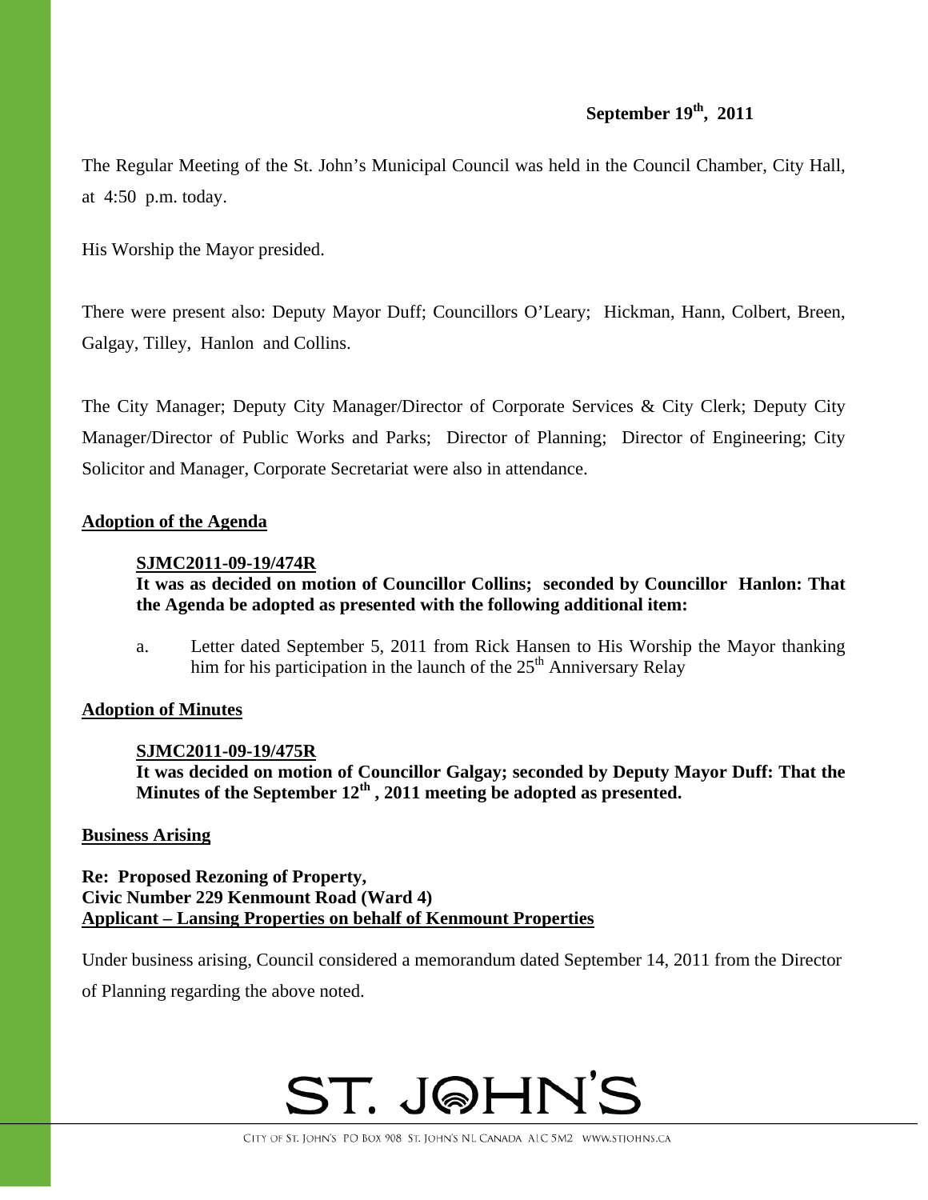**September 19th, 2011**

The Regular Meeting of the St. John's Municipal Council was held in the Council Chamber, City Hall, at 4:50 p.m. today.

His Worship the Mayor presided.

There were present also: Deputy Mayor Duff; Councillors O'Leary; Hickman, Hann, Colbert, Breen, Galgay, Tilley, Hanlon and Collins.

The City Manager; Deputy City Manager/Director of Corporate Services & City Clerk; Deputy City Manager/Director of Public Works and Parks; Director of Planning; Director of Engineering; City Solicitor and Manager, Corporate Secretariat were also in attendance.

**Adoption of the Agenda**

**SJMC2011-09-19/474R**
**It was as decided on motion of Councillor Collins; seconded by Councillor Hanlon: That the Agenda be adopted as presented with the following additional item:**

a. Letter dated September 5, 2011 from Rick Hansen to His Worship the Mayor thanking him for his participation in the launch of the 25th Anniversary Relay

**Adoption of Minutes**

**SJMC2011-09-19/475R**
**It was decided on motion of Councillor Galgay; seconded by Deputy Mayor Duff: That the Minutes of the September 12th , 2011 meeting be adopted as presented.**

**Business Arising**

**Re: Proposed Rezoning of Property,**
**Civic Number 229 Kenmount Road (Ward 4)**
**Applicant – Lansing Properties on behalf of Kenmount Properties**

Under business arising, Council considered a memorandum dated September 14, 2011 from the Director of Planning regarding the above noted.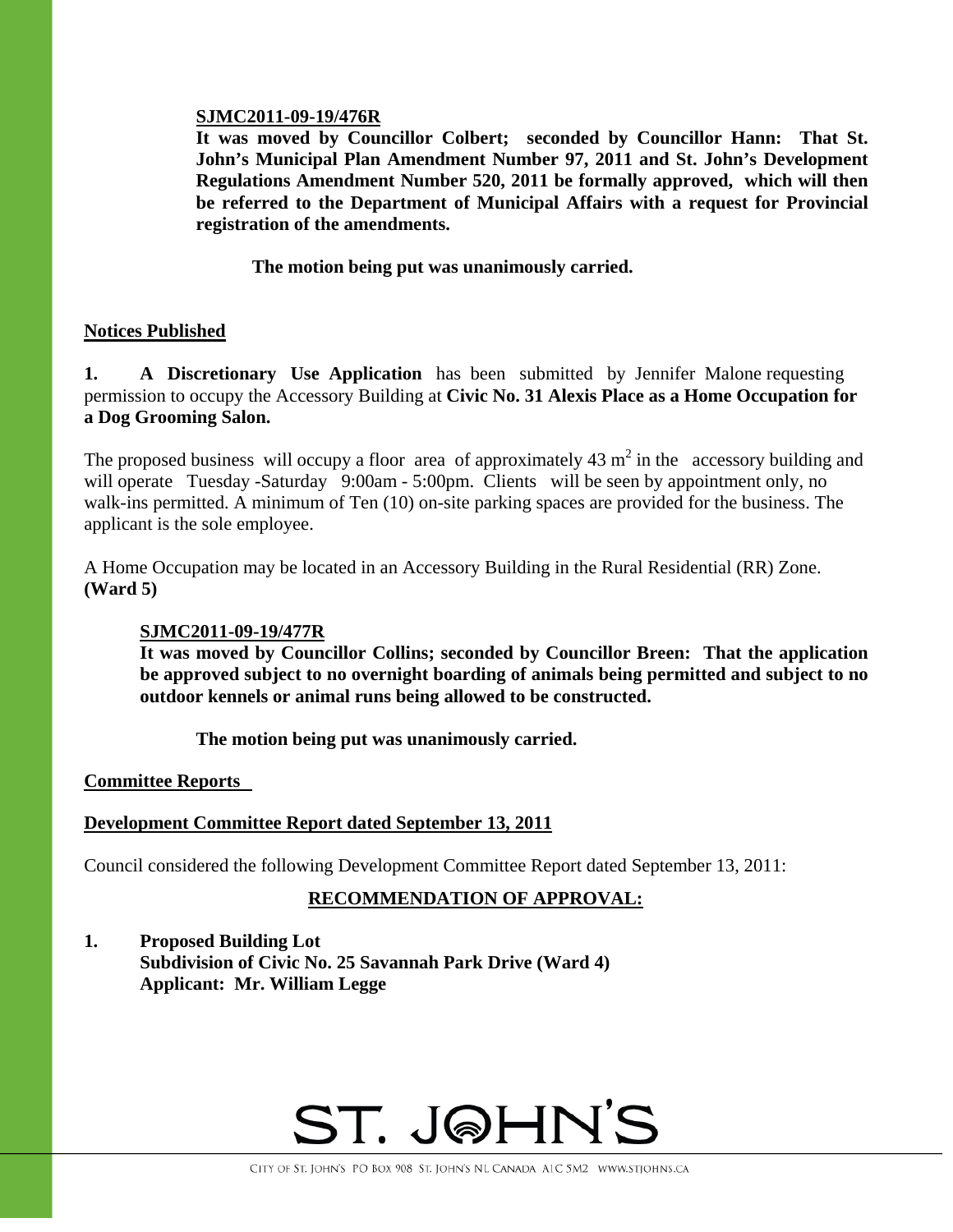**SJMC2011-09-19/476R**

**It was moved by Councillor Colbert; seconded by Councillor Hann: That St. John's Municipal Plan Amendment Number 97, 2011 and St. John's Development Regulations Amendment Number 520, 2011 be formally approved, which will then be referred to the Department of Municipal Affairs with a request for Provincial registration of the amendments.**

**The motion being put was unanimously carried.**

**Notices Published**

**1. A Discretionary Use Application** has been submitted by Jennifer Malone requesting permission to occupy the Accessory Building at **Civic No. 31 Alexis Place as a Home Occupation for a Dog Grooming Salon.**

The proposed business will occupy a floor area of approximately 43 $m^2$ in the accessory building and will operate Tuesday -Saturday 9:00am - 5:00pm. Clients will be seen by appointment only, no walk-ins permitted. A minimum of Ten (10) on-site parking spaces are provided for the business. The applicant is the sole employee.

A Home Occupation may be located in an Accessory Building in the Rural Residential (RR) Zone. **(Ward 5)**

**SJMC2011-09-19/477R**

**It was moved by Councillor Collins; seconded by Councillor Breen: That the application be approved subject to no overnight boarding of animals being permitted and subject to no outdoor kennels or animal runs being allowed to be constructed.**

**The motion being put was unanimously carried.**

**Committee Reports**

**Development Committee Report dated September 13, 2011**

Council considered the following Development Committee Report dated September 13, 2011:

**RECOMMENDATION OF APPROVAL:**

**1. Proposed Building Lot**
**Subdivision of Civic No. 25 Savannah Park Drive (Ward 4)**
**Applicant: Mr. William Legge**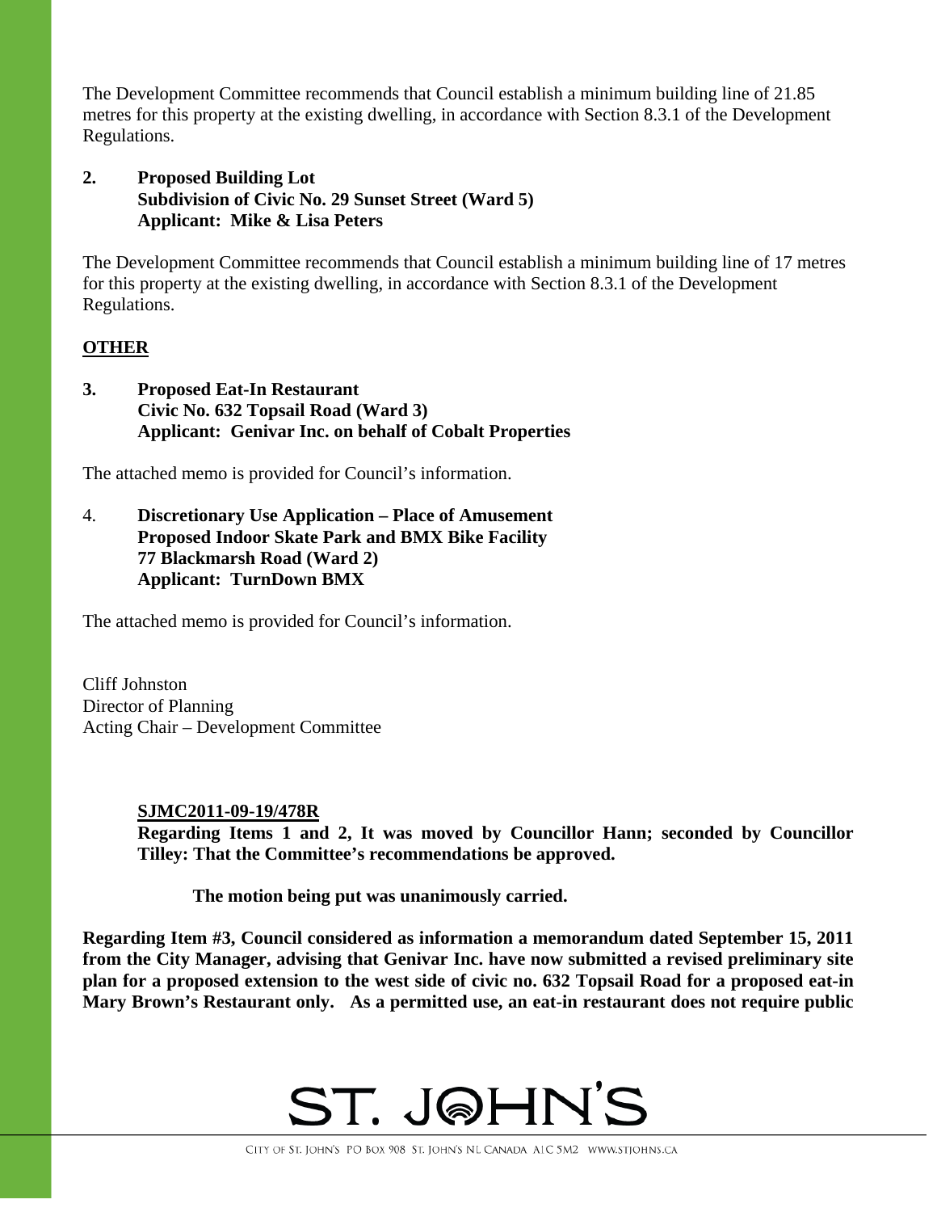The Development Committee recommends that Council establish a minimum building line of 21.85 metres for this property at the existing dwelling, in accordance with Section 8.3.1 of the Development Regulations.

**2. Proposed Building Lot**
**Subdivision of Civic No. 29 Sunset Street (Ward 5)**
**Applicant: Mike & Lisa Peters**

The Development Committee recommends that Council establish a minimum building line of 17 metres for this property at the existing dwelling, in accordance with Section 8.3.1 of the Development Regulations.

**OTHER**

**3. Proposed Eat-In Restaurant**
**Civic No. 632 Topsail Road (Ward 3)**
**Applicant: Genivar Inc. on behalf of Cobalt Properties**

The attached memo is provided for Council's information.

4. **Discretionary Use Application – Place of Amusement**
**Proposed Indoor Skate Park and BMX Bike Facility**
**77 Blackmarsh Road (Ward 2)**
**Applicant: TurnDown BMX**

The attached memo is provided for Council's information.

Cliff Johnston
Director of Planning
Acting Chair – Development Committee

**SJMC2011-09-19/478R**
**Regarding Items 1 and 2, It was moved by Councillor Hann; seconded by Councillor Tilley: That the Committee's recommendations be approved.**

**The motion being put was unanimously carried.**

**Regarding Item #3, Council considered as information a memorandum dated September 15, 2011 from the City Manager, advising that Genivar Inc. have now submitted a revised preliminary site plan for a proposed extension to the west side of civic no. 632 Topsail Road for a proposed eat-in Mary Brown's Restaurant only. As a permitted use, an eat-in restaurant does not require public**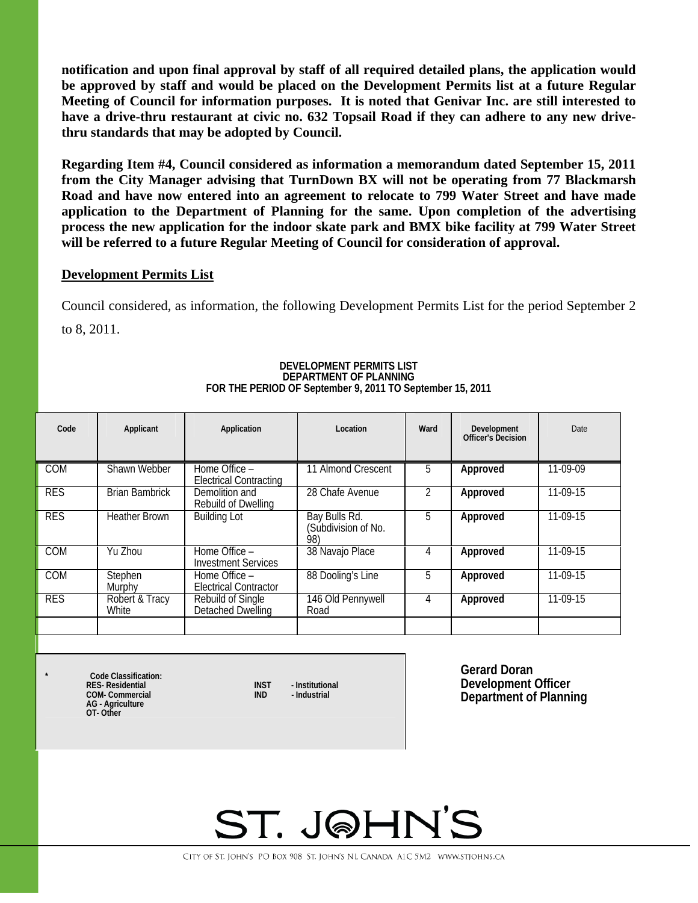**notification and upon final approval by staff of all required detailed plans, the application would be approved by staff and would be placed on the Development Permits list at a future Regular Meeting of Council for information purposes. It is noted that Genivar Inc. are still interested to have a drive-thru restaurant at civic no. 632 Topsail Road if they can adhere to any new drive-thru standards that may be adopted by Council.**

**Regarding Item #4, Council considered as information a memorandum dated September 15, 2011 from the City Manager advising that TurnDown BX will not be operating from 77 Blackmarsh Road and have now entered into an agreement to relocate to 799 Water Street and have made application to the Department of Planning for the same. Upon completion of the advertising process the new application for the indoor skate park and BMX bike facility at 799 Water Street will be referred to a future Regular Meeting of Council for consideration of approval.**

**Development Permits List**

Council considered, as information, the following Development Permits List for the period September 2 to 8, 2011.

**DEVELOPMENT PERMITS LIST**
**DEPARTMENT OF PLANNING**
**FOR THE PERIOD OF September 9, 2011 TO September 15, 2011**

| Code | Applicant | Application | Location | Ward | Development Officer's Decision | Date |
|---|---|---|---|---|---|---|
| COM | Shawn Webber | Home Office – Electrical Contracting | 11 Almond Crescent | 5 | **Approved** | 11-09-09 |
| RES | Brian Bambrick | Demolition and Rebuild of Dwelling | 28 Chafe Avenue | 2 | **Approved** | 11-09-15 |
| RES | Heather Brown | Building Lot | Bay Bulls Rd. (Subdivision of No. 98) | 5 | **Approved** | 11-09-15 |
| COM | Yu Zhou | Home Office – Investment Services | 38 Navajo Place | 4 | **Approved** | 11-09-15 |
| COM | Stephen Murphy | Home Office – Electrical Contractor | 88 Dooling's Line | 5 | **Approved** | 11-09-15 |
| RES | Robert & Tracy White | Rebuild of Single Detached Dwelling | 146 Old Pennywell Road | 4 | **Approved** | 11-09-15 |
| | | | | | | |

\* **Code Classification:**
**RES- Residential**
**COM- Commercial**
**AG - Agriculture**
**OT- Other**
**INST - Institutional**
**IND - Industrial**

**Gerard Doran**
**Development Officer**
**Department of Planning**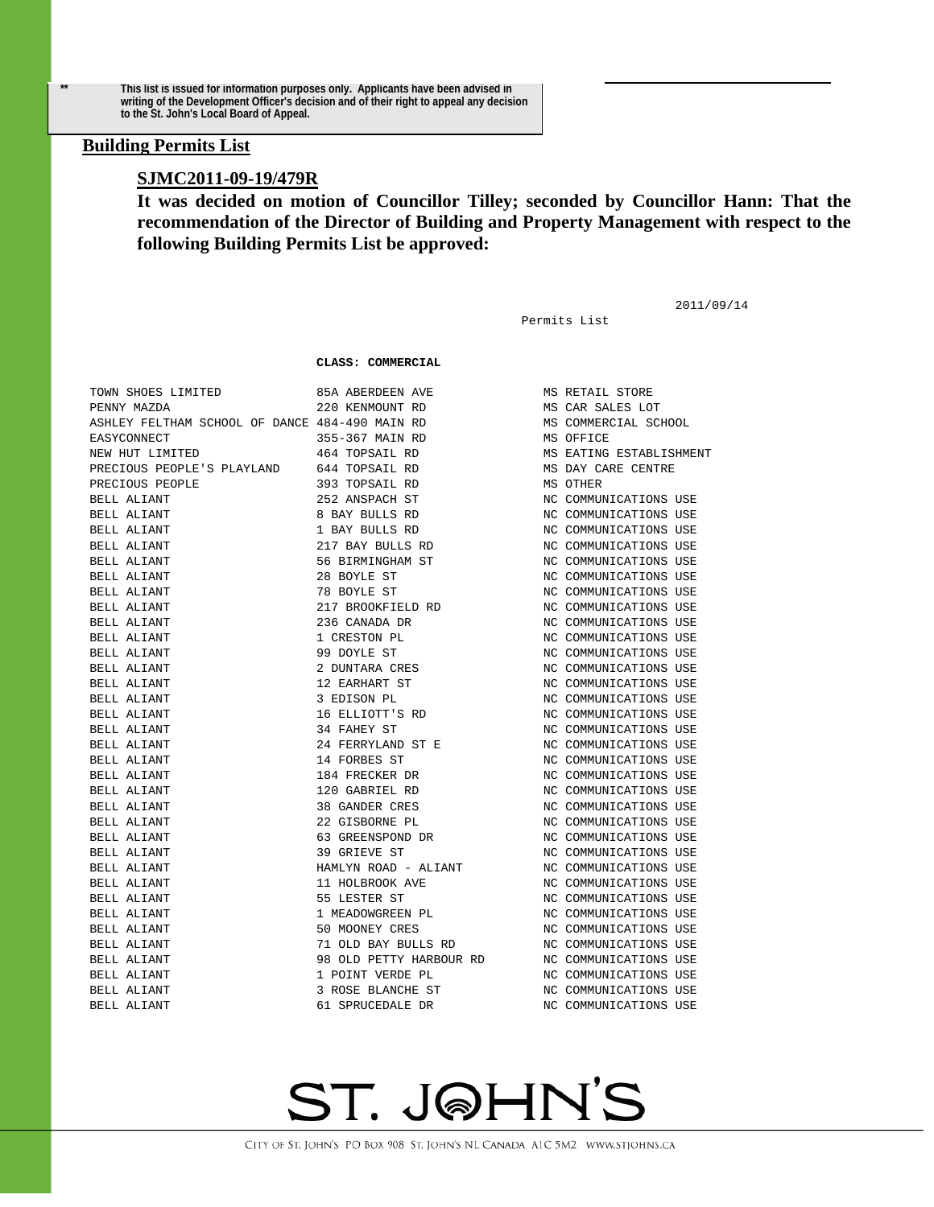** This list is issued for information purposes only. Applicants have been advised in writing of the Development Officer's decision and of their right to appeal any decision to the St. John's Local Board of Appeal.

## Building Permits List

### SJMC2011-09-19/479R

**It was decided on motion of Councillor Tilley; seconded by Councillor Hann: That the recommendation of the Director of Building and Property Management with respect to the following Building Permits List be approved:**

2011/09/14

Permits List

**CLASS: COMMERCIAL**

| | | |
|---|---|---|
| TOWN SHOES LIMITED | 85A ABERDEEN AVE | MS RETAIL STORE |
| PENNY MAZDA | 220 KENMOUNT RD | MS CAR SALES LOT |
| ASHLEY FELTHAM SCHOOL OF DANCE | 484-490 MAIN RD | MS COMMERCIAL SCHOOL |
| EASYCONNECT | 355-367 MAIN RD | MS OFFICE |
| NEW HUT LIMITED | 464 TOPSAIL RD | MS EATING ESTABLISHMENT |
| PRECIOUS PEOPLE'S PLAYLAND | 644 TOPSAIL RD | MS DAY CARE CENTRE |
| PRECIOUS PEOPLE | 393 TOPSAIL RD | MS OTHER |
| BELL ALIANT | 252 ANSPACH ST | NC COMMUNICATIONS USE |
| BELL ALIANT | 8 BAY BULLS RD | NC COMMUNICATIONS USE |
| BELL ALIANT | 1 BAY BULLS RD | NC COMMUNICATIONS USE |
| BELL ALIANT | 217 BAY BULLS RD | NC COMMUNICATIONS USE |
| BELL ALIANT | 56 BIRMINGHAM ST | NC COMMUNICATIONS USE |
| BELL ALIANT | 28 BOYLE ST | NC COMMUNICATIONS USE |
| BELL ALIANT | 78 BOYLE ST | NC COMMUNICATIONS USE |
| BELL ALIANT | 217 BROOKFIELD RD | NC COMMUNICATIONS USE |
| BELL ALIANT | 236 CANADA DR | NC COMMUNICATIONS USE |
| BELL ALIANT | 1 CRESTON PL | NC COMMUNICATIONS USE |
| BELL ALIANT | 99 DOYLE ST | NC COMMUNICATIONS USE |
| BELL ALIANT | 2 DUNTARA CRES | NC COMMUNICATIONS USE |
| BELL ALIANT | 12 EARHART ST | NC COMMUNICATIONS USE |
| BELL ALIANT | 3 EDISON PL | NC COMMUNICATIONS USE |
| BELL ALIANT | 16 ELLIOTT'S RD | NC COMMUNICATIONS USE |
| BELL ALIANT | 34 FAHEY ST | NC COMMUNICATIONS USE |
| BELL ALIANT | 24 FERRYLAND ST E | NC COMMUNICATIONS USE |
| BELL ALIANT | 14 FORBES ST | NC COMMUNICATIONS USE |
| BELL ALIANT | 184 FRECKER DR | NC COMMUNICATIONS USE |
| BELL ALIANT | 120 GABRIEL RD | NC COMMUNICATIONS USE |
| BELL ALIANT | 38 GANDER CRES | NC COMMUNICATIONS USE |
| BELL ALIANT | 22 GISBORNE PL | NC COMMUNICATIONS USE |
| BELL ALIANT | 63 GREENSPOND DR | NC COMMUNICATIONS USE |
| BELL ALIANT | 39 GRIEVE ST | NC COMMUNICATIONS USE |
| BELL ALIANT | HAMLYN ROAD - ALIANT | NC COMMUNICATIONS USE |
| BELL ALIANT | 11 HOLBROOK AVE | NC COMMUNICATIONS USE |
| BELL ALIANT | 55 LESTER ST | NC COMMUNICATIONS USE |
| BELL ALIANT | 1 MEADOWGREEN PL | NC COMMUNICATIONS USE |
| BELL ALIANT | 50 MOONEY CRES | NC COMMUNICATIONS USE |
| BELL ALIANT | 71 OLD BAY BULLS RD | NC COMMUNICATIONS USE |
| BELL ALIANT | 98 OLD PETTY HARBOUR RD | NC COMMUNICATIONS USE |
| BELL ALIANT | 1 POINT VERDE PL | NC COMMUNICATIONS USE |
| BELL ALIANT | 3 ROSE BLANCHE ST | NC COMMUNICATIONS USE |
| BELL ALIANT | 61 SPRUCEDALE DR | NC COMMUNICATIONS USE |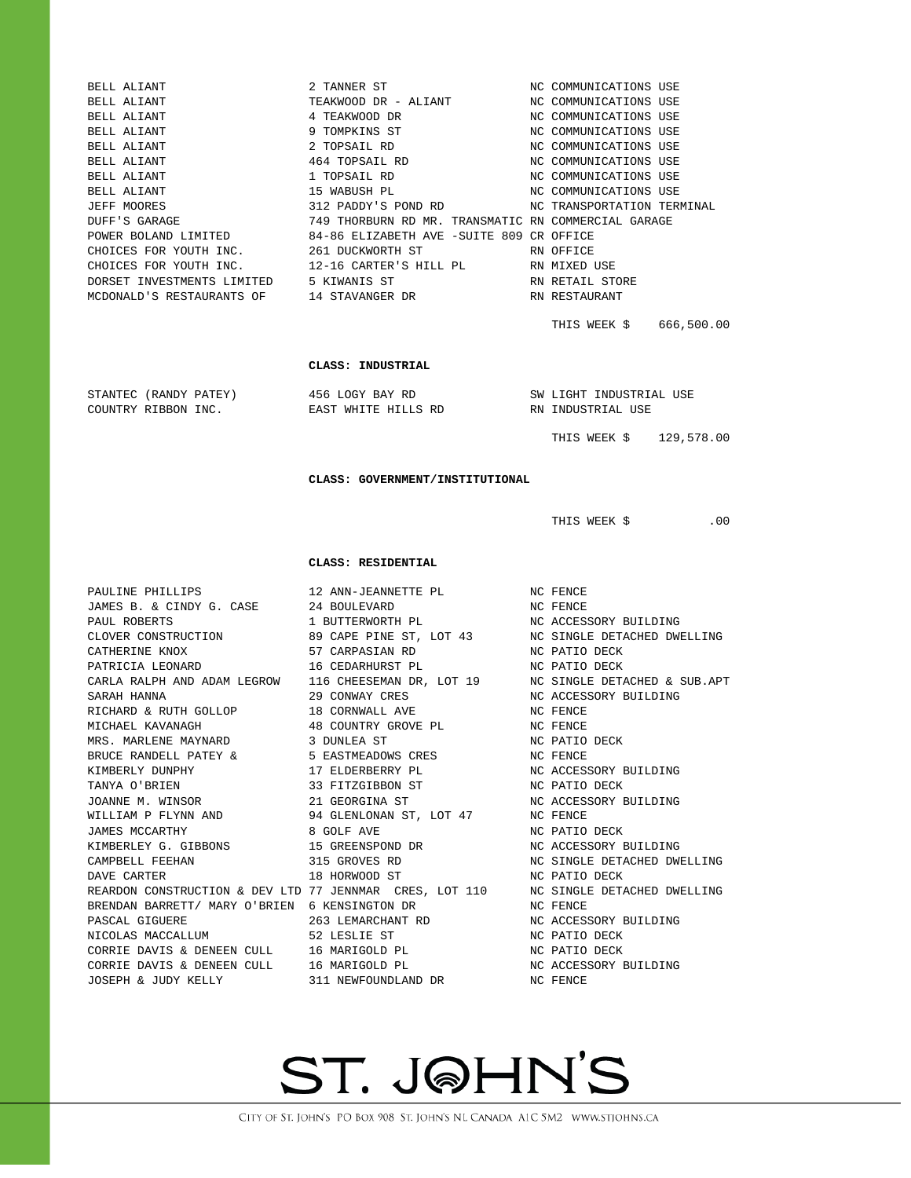| | | |
|---|---|---|
| BELL ALIANT | 2 TANNER ST | NC COMMUNICATIONS USE |
| BELL ALIANT | TEAKWOOD DR - ALIANT | NC COMMUNICATIONS USE |
| BELL ALIANT | 4 TEAKWOOD DR | NC COMMUNICATIONS USE |
| BELL ALIANT | 9 TOMPKINS ST | NC COMMUNICATIONS USE |
| BELL ALIANT | 2 TOPSAIL RD | NC COMMUNICATIONS USE |
| BELL ALIANT | 464 TOPSAIL RD | NC COMMUNICATIONS USE |
| BELL ALIANT | 1 TOPSAIL RD | NC COMMUNICATIONS USE |
| BELL ALIANT | 15 WABUSH PL | NC COMMUNICATIONS USE |
| JEFF MOORES | 312 PADDY'S POND RD | NC TRANSPORTATION TERMINAL |
| DUFF'S GARAGE | 749 THORBURN RD MR. TRANSMATIC | RN COMMERCIAL GARAGE |
| POWER BOLAND LIMITED | 84-86 ELIZABETH AVE -SUITE 809 | CR OFFICE |
| CHOICES FOR YOUTH INC. | 261 DUCKWORTH ST | RN OFFICE |
| CHOICES FOR YOUTH INC. | 12-16 CARTER'S HILL PL | RN MIXED USE |
| DORSET INVESTMENTS LIMITED | 5 KIWANIS ST | RN RETAIL STORE |
| MCDONALD'S RESTAURANTS OF | 14 STAVANGER DR | RN RESTAURANT |

THIS WEEK $ 666,500.00

**CLASS: INDUSTRIAL**

| | | |
|---|---|---|
| STANTEC (RANDY PATEY) | 456 LOGY BAY RD | SW LIGHT INDUSTRIAL USE |
| COUNTRY RIBBON INC. | EAST WHITE HILLS RD | RN INDUSTRIAL USE |

THIS WEEK $ 129,578.00

**CLASS: GOVERNMENT/INSTITUTIONAL**

THIS WEEK $ .00

**CLASS: RESIDENTIAL**

| | | |
|---|---|---|
| PAULINE PHILLIPS | 12 ANN-JEANNETTE PL | NC FENCE |
| JAMES B. & CINDY G. CASE | 24 BOULEVARD | NC FENCE |
| PAUL ROBERTS | 1 BUTTERWORTH PL | NC ACCESSORY BUILDING |
| CLOVER CONSTRUCTION | 89 CAPE PINE ST, LOT 43 | NC SINGLE DETACHED DWELLING |
| CATHERINE KNOX | 57 CARPASIAN RD | NC PATIO DECK |
| PATRICIA LEONARD | 16 CEDARHURST PL | NC PATIO DECK |
| CARLA RALPH AND ADAM LEGROW | 116 CHEESEMAN DR, LOT 19 | NC SINGLE DETACHED & SUB.APT |
| SARAH HANNA | 29 CONWAY CRES | NC ACCESSORY BUILDING |
| RICHARD & RUTH GOLLOP | 18 CORNWALL AVE | NC FENCE |
| MICHAEL KAVANAGH | 48 COUNTRY GROVE PL | NC FENCE |
| MRS. MARLENE MAYNARD | 3 DUNLEA ST | NC PATIO DECK |
| BRUCE RANDELL PATEY & | 5 EASTMEADOWS CRES | NC FENCE |
| KIMBERLY DUNPHY | 17 ELDERBERRY PL | NC ACCESSORY BUILDING |
| TANYA O'BRIEN | 33 FITZGIBBON ST | NC PATIO DECK |
| JOANNE M. WINSOR | 21 GEORGINA ST | NC ACCESSORY BUILDING |
| WILLIAM P FLYNN AND | 94 GLENLONAN ST, LOT 47 | NC FENCE |
| JAMES MCCARTHY | 8 GOLF AVE | NC PATIO DECK |
| KIMBERLEY G. GIBBONS | 15 GREENSPOND DR | NC ACCESSORY BUILDING |
| CAMPBELL FEEHAN | 315 GROVES RD | NC SINGLE DETACHED DWELLING |
| DAVE CARTER | 18 HORWOOD ST | NC PATIO DECK |
| REARDON CONSTRUCTION & DEV LTD | 77 JENNMAR CRES, LOT 110 | NC SINGLE DETACHED DWELLING |
| BRENDAN BARRETT/ MARY O'BRIEN | 6 KENSINGTON DR | NC FENCE |
| PASCAL GIGUERE | 263 LEMARCHANT RD | NC ACCESSORY BUILDING |
| NICOLAS MACCALLUM | 52 LESLIE ST | NC PATIO DECK |
| CORRIE DAVIS & DENEEN CULL | 16 MARIGOLD PL | NC PATIO DECK |
| CORRIE DAVIS & DENEEN CULL | 16 MARIGOLD PL | NC ACCESSORY BUILDING |
| JOSEPH & JUDY KELLY | 311 NEWFOUNDLAND DR | NC FENCE |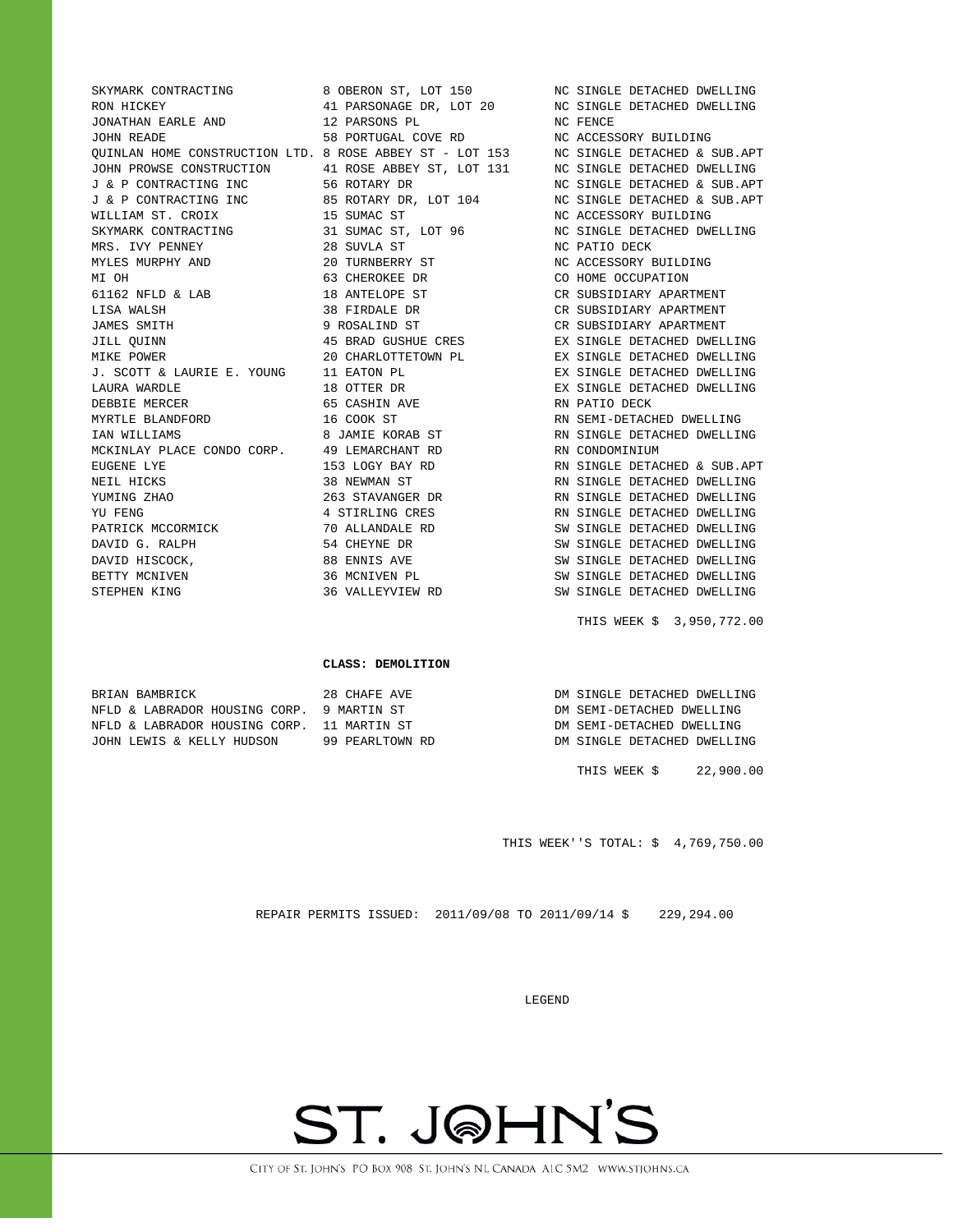| | | |
|---|---|---|
| SKYMARK CONTRACTING | 8 OBERON ST, LOT 150 | NC SINGLE DETACHED DWELLING |
| RON HICKEY | 41 PARSONAGE DR, LOT 20 | NC SINGLE DETACHED DWELLING |
| JONATHAN EARLE AND | 12 PARSONS PL | NC FENCE |
| JOHN READE | 58 PORTUGAL COVE RD | NC ACCESSORY BUILDING |
| QUINLAN HOME CONSTRUCTION LTD. | 8 ROSE ABBEY ST - LOT 153 | NC SINGLE DETACHED & SUB.APT |
| JOHN PROWSE CONSTRUCTION | 41 ROSE ABBEY ST, LOT 131 | NC SINGLE DETACHED DWELLING |
| J & P CONTRACTING INC | 56 ROTARY DR | NC SINGLE DETACHED & SUB.APT |
| J & P CONTRACTING INC | 85 ROTARY DR, LOT 104 | NC SINGLE DETACHED & SUB.APT |
| WILLIAM ST. CROIX | 15 SUMAC ST | NC ACCESSORY BUILDING |
| SKYMARK CONTRACTING | 31 SUMAC ST, LOT 96 | NC SINGLE DETACHED DWELLING |
| MRS. IVY PENNEY | 28 SUVLA ST | NC PATIO DECK |
| MYLES MURPHY AND | 20 TURNBERRY ST | NC ACCESSORY BUILDING |
| MI OH | 63 CHEROKEE DR | CO HOME OCCUPATION |
| 61162 NFLD & LAB | 18 ANTELOPE ST | CR SUBSIDIARY APARTMENT |
| LISA WALSH | 38 FIRDALE DR | CR SUBSIDIARY APARTMENT |
| JAMES SMITH | 9 ROSALIND ST | CR SUBSIDIARY APARTMENT |
| JILL QUINN | 45 BRAD GUSHUE CRES | EX SINGLE DETACHED DWELLING |
| MIKE POWER | 20 CHARLOTTETOWN PL | EX SINGLE DETACHED DWELLING |
| J. SCOTT & LAURIE E. YOUNG | 11 EATON PL | EX SINGLE DETACHED DWELLING |
| LAURA WARDLE | 18 OTTER DR | EX SINGLE DETACHED DWELLING |
| DEBBIE MERCER | 65 CASHIN AVE | RN PATIO DECK |
| MYRTLE BLANDFORD | 16 COOK ST | RN SEMI-DETACHED DWELLING |
| IAN WILLIAMS | 8 JAMIE KORAB ST | RN SINGLE DETACHED DWELLING |
| MCKINLAY PLACE CONDO CORP. | 49 LEMARCHANT RD | RN CONDOMINIUM |
| EUGENE LYE | 153 LOGY BAY RD | RN SINGLE DETACHED & SUB.APT |
| NEIL HICKS | 38 NEWMAN ST | RN SINGLE DETACHED DWELLING |
| YUMING ZHAO | 263 STAVANGER DR | RN SINGLE DETACHED DWELLING |
| YU FENG | 4 STIRLING CRES | RN SINGLE DETACHED DWELLING |
| PATRICK MCCORMICK | 70 ALLANDALE RD | SW SINGLE DETACHED DWELLING |
| DAVID G. RALPH | 54 CHEYNE DR | SW SINGLE DETACHED DWELLING |
| DAVID HISCOCK, | 88 ENNIS AVE | SW SINGLE DETACHED DWELLING |
| BETTY MCNIVEN | 36 MCNIVEN PL | SW SINGLE DETACHED DWELLING |
| STEPHEN KING | 36 VALLEYVIEW RD | SW SINGLE DETACHED DWELLING |

THIS WEEK $ 3,950,772.00

**CLASS: DEMOLITION**

| | | |
|---|---|---|
| BRIAN BAMBRICK | 28 CHAFE AVE | DM SINGLE DETACHED DWELLING |
| NFLD & LABRADOR HOUSING CORP. | 9 MARTIN ST | DM SEMI-DETACHED DWELLING |
| NFLD & LABRADOR HOUSING CORP. | 11 MARTIN ST | DM SEMI-DETACHED DWELLING |
| JOHN LEWIS & KELLY HUDSON | 99 PEARLTOWN RD | DM SINGLE DETACHED DWELLING |

THIS WEEK $ 22,900.00

THIS WEEK''S TOTAL: $ 4,769,750.00

REPAIR PERMITS ISSUED: 2011/09/08 TO 2011/09/14 $ 229,294.00

LEGEND

ST. JOHN'S

CITY OF ST. JOHN'S PO BOX 908 ST. JOHN'S NL CANADA A1C 5M2 WWW.STJOHNS.CA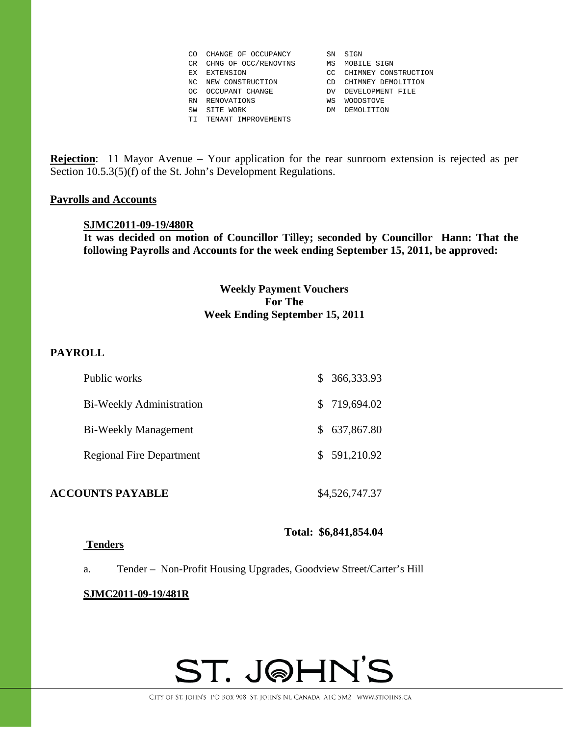```
CO  CHANGE OF OCCUPANCY        SN  SIGN
CR  CHNG OF OCC/RENOVTNS       MS  MOBILE SIGN
EX  EXTENSION                  CC  CHIMNEY CONSTRUCTION
NC  NEW CONSTRUCTION           CD  CHIMNEY DEMOLITION
OC  OCCUPANT CHANGE            DV  DEVELOPMENT FILE
RN  RENOVATIONS                WS  WOODSTOVE
SW  SITE WORK                  DM  DEMOLITION
TI  TENANT IMPROVEMENTS
```

**Rejection**: 11 Mayor Avenue – Your application for the rear sunroom extension is rejected as per Section 10.5.3(5)(f) of the St. John's Development Regulations.

**Payrolls and Accounts**

**SJMC2011-09-19/480R**

**It was decided on motion of Councillor Tilley; seconded by Councillor Hann: That the following Payrolls and Accounts for the week ending September 15, 2011, be approved:**

**Weekly Payment Vouchers**
**For The**
**Week Ending September 15, 2011**

**PAYROLL**

| | |
|---|---|
| Public works | $ 366,333.93 |
| Bi-Weekly Administration | $ 719,694.02 |
| Bi-Weekly Management | $ 637,867.80 |
| Regional Fire Department | $ 591,210.92 |
| **ACCOUNTS PAYABLE** | $4,526,747.37 |
| | **Total: $6,841,854.04** |

**Tenders**

a. Tender – Non-Profit Housing Upgrades, Goodview Street/Carter's Hill

**SJMC2011-09-19/481R**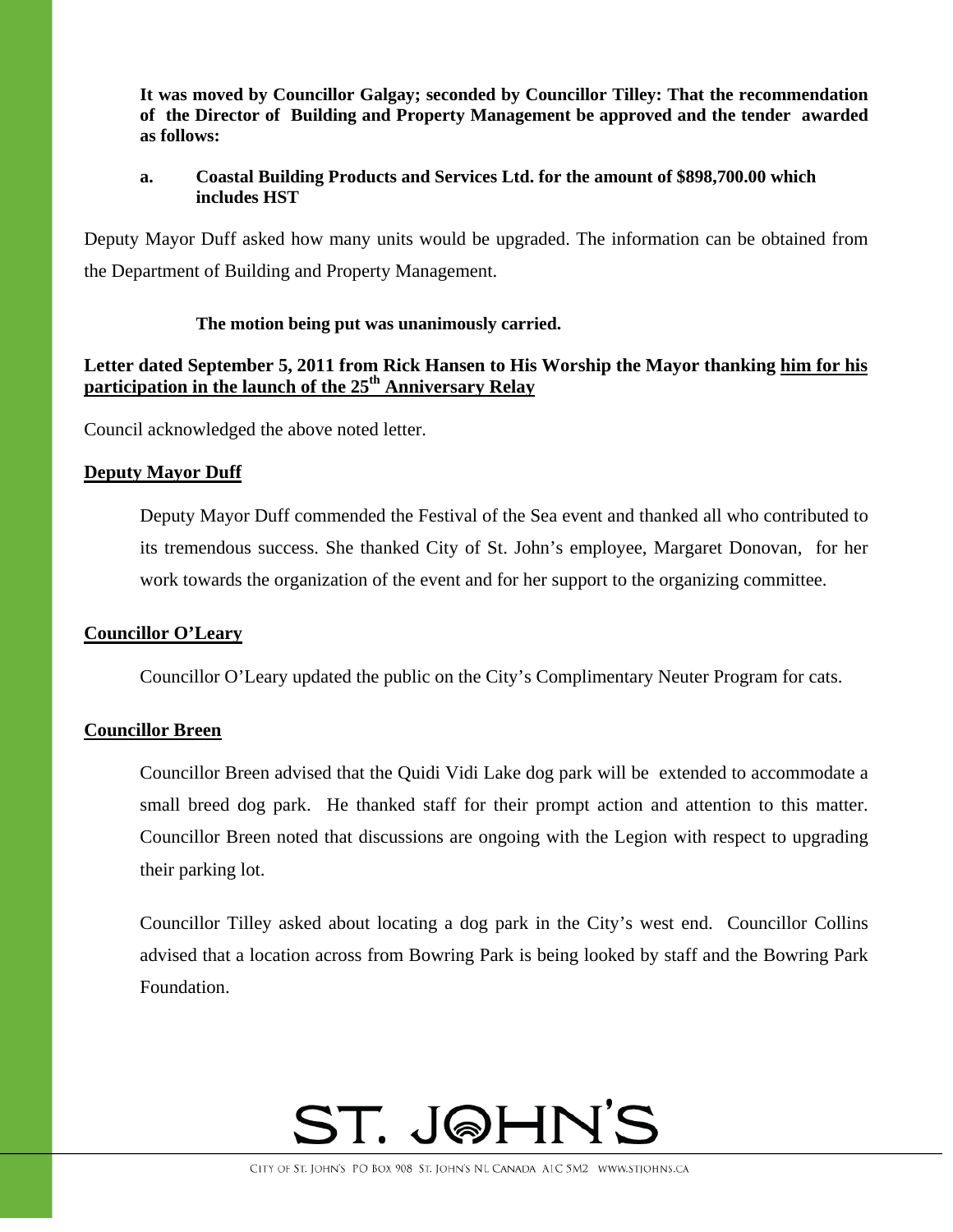**It was moved by Councillor Galgay; seconded by Councillor Tilley: That the recommendation of the Director of Building and Property Management be approved and the tender awarded as follows:**

**a. Coastal Building Products and Services Ltd. for the amount of $898,700.00 which includes HST**

Deputy Mayor Duff asked how many units would be upgraded. The information can be obtained from the Department of Building and Property Management.

**The motion being put was unanimously carried.**

**Letter dated September 5, 2011 from Rick Hansen to His Worship the Mayor thanking him for his participation in the launch of the 25th Anniversary Relay**

Council acknowledged the above noted letter.

**Deputy Mayor Duff**

Deputy Mayor Duff commended the Festival of the Sea event and thanked all who contributed to its tremendous success. She thanked City of St. John's employee, Margaret Donovan, for her work towards the organization of the event and for her support to the organizing committee.

**Councillor O'Leary**

Councillor O'Leary updated the public on the City's Complimentary Neuter Program for cats.

**Councillor Breen**

Councillor Breen advised that the Quidi Vidi Lake dog park will be extended to accommodate a small breed dog park. He thanked staff for their prompt action and attention to this matter. Councillor Breen noted that discussions are ongoing with the Legion with respect to upgrading their parking lot.

Councillor Tilley asked about locating a dog park in the City's west end. Councillor Collins advised that a location across from Bowring Park is being looked by staff and the Bowring Park Foundation.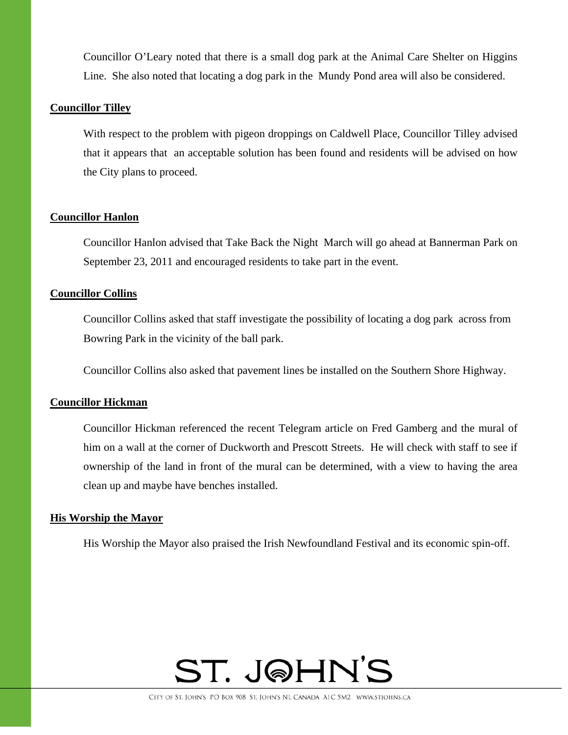Councillor O'Leary noted that there is a small dog park at the Animal Care Shelter on Higgins Line. She also noted that locating a dog park in the Mundy Pond area will also be considered.

**Councillor Tilley**

With respect to the problem with pigeon droppings on Caldwell Place, Councillor Tilley advised that it appears that an acceptable solution has been found and residents will be advised on how the City plans to proceed.

**Councillor Hanlon**

Councillor Hanlon advised that Take Back the Night March will go ahead at Bannerman Park on September 23, 2011 and encouraged residents to take part in the event.

**Councillor Collins**

Councillor Collins asked that staff investigate the possibility of locating a dog park across from Bowring Park in the vicinity of the ball park.

Councillor Collins also asked that pavement lines be installed on the Southern Shore Highway.

**Councillor Hickman**

Councillor Hickman referenced the recent Telegram article on Fred Gamberg and the mural of him on a wall at the corner of Duckworth and Prescott Streets. He will check with staff to see if ownership of the land in front of the mural can be determined, with a view to having the area clean up and maybe have benches installed.

**His Worship the Mayor**

His Worship the Mayor also praised the Irish Newfoundland Festival and its economic spin-off.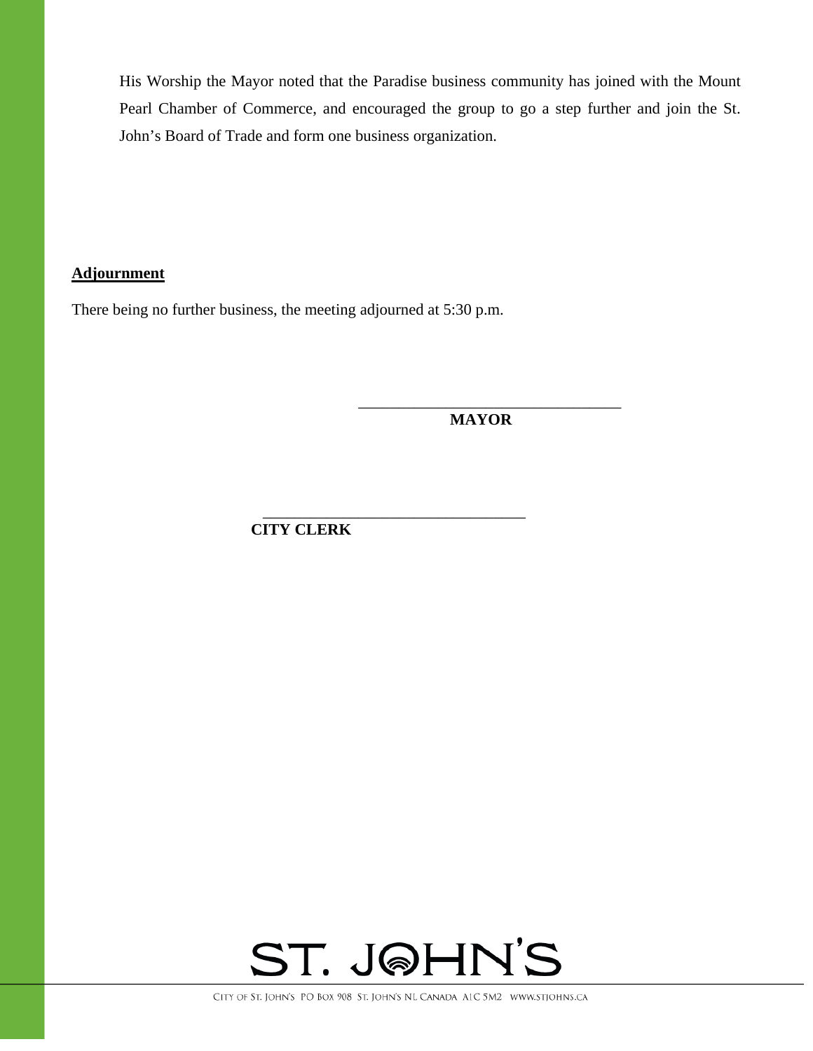His Worship the Mayor noted that the Paradise business community has joined with the Mount Pearl Chamber of Commerce, and encouraged the group to go a step further and join the St. John's Board of Trade and form one business organization.

**Adjournment**

There being no further business, the meeting adjourned at 5:30 p.m.

\_\_\_\_\_\_\_\_\_\_\_\_\_\_\_\_\_\_\_\_\_\_\_\_\_\_\_\_\_\_\_\_\_\_

**MAYOR**

\_\_\_\_\_\_\_\_\_\_\_\_\_\_\_\_\_\_\_\_\_\_\_\_\_\_\_\_\_\_\_\_\_\_

**CITY CLERK**